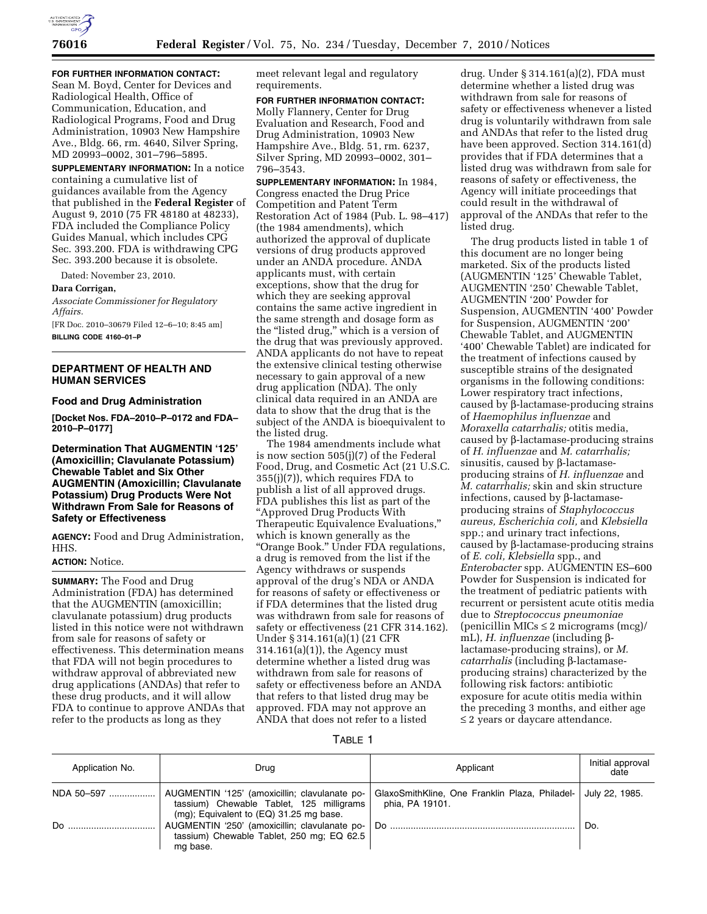**FOR FURTHER INFORMATION CONTACT:** Sean M. Boyd, Center for Devices and Radiological Health, Office of Communication, Education, and Radiological Programs, Food and Drug Administration, 10903 New Hampshire Ave., Bldg. 66, rm. 4640, Silver Spring, MD 20993–0002, 301–796–5895.

**SUPPLEMENTARY INFORMATION:** In a notice containing a cumulative list of guidances available from the Agency that published in the **Federal Register** of August 9, 2010 (75 FR 48180 at 48233), FDA included the Compliance Policy Guides Manual, which includes CPG Sec. 393.200. FDA is withdrawing CPG Sec. 393.200 because it is obsolete.

Dated: November 23, 2010.

**Dara Corrigan,**

*Associate Commissioner for Regulatory Affairs.*

[FR Doc. 2010–30679 Filed 12–6–10; 8:45 am]

**BILLING CODE 4160–01–P**

---

## DEPARTMENT OF HEALTH AND HUMAN SERVICES

### Food and Drug Administration

**[Docket Nos. FDA–2010–P–0172 and FDA–2010–P–0177]**

### Determination That AUGMENTIN '125' (Amoxicillin; Clavulanate Potassium) Chewable Tablet and Six Other AUGMENTIN (Amoxicillin; Clavulanate Potassium) Drug Products Were Not Withdrawn From Sale for Reasons of Safety or Effectiveness

**AGENCY:** Food and Drug Administration, HHS.

**ACTION:** Notice.

**SUMMARY:** The Food and Drug Administration (FDA) has determined that the AUGMENTIN (amoxicillin; clavulanate potassium) drug products listed in this notice were not withdrawn from sale for reasons of safety or effectiveness. This determination means that FDA will not begin procedures to withdraw approval of abbreviated new drug applications (ANDAs) that refer to these drug products, and it will allow FDA to continue to approve ANDAs that refer to the products as long as they meet relevant legal and regulatory requirements.

**FOR FURTHER INFORMATION CONTACT:** Molly Flannery, Center for Drug Evaluation and Research, Food and Drug Administration, 10903 New Hampshire Ave., Bldg. 51, rm. 6237, Silver Spring, MD 20993–0002, 301–796–3543.

**SUPPLEMENTARY INFORMATION:** In 1984, Congress enacted the Drug Price Competition and Patent Term Restoration Act of 1984 (Pub. L. 98–417) (the 1984 amendments), which authorized the approval of duplicate versions of drug products approved under an ANDA procedure. ANDA applicants must, with certain exceptions, show that the drug for which they are seeking approval contains the same active ingredient in the same strength and dosage form as the "listed drug," which is a version of the drug that was previously approved. ANDA applicants do not have to repeat the extensive clinical testing otherwise necessary to gain approval of a new drug application (NDA). The only clinical data required in an ANDA are data to show that the drug that is the subject of the ANDA is bioequivalent to the listed drug.

The 1984 amendments include what is now section 505(j)(7) of the Federal Food, Drug, and Cosmetic Act (21 U.S.C. 355(j)(7)), which requires FDA to publish a list of all approved drugs. FDA publishes this list as part of the "Approved Drug Products With Therapeutic Equivalence Evaluations," which is known generally as the "Orange Book." Under FDA regulations, a drug is removed from the list if the Agency withdraws or suspends approval of the drug's NDA or ANDA for reasons of safety or effectiveness or if FDA determines that the listed drug was withdrawn from sale for reasons of safety or effectiveness (21 CFR 314.162). Under § 314.161(a)(1) (21 CFR 314.161(a)(1)), the Agency must determine whether a listed drug was withdrawn from sale for reasons of safety or effectiveness before an ANDA that refers to that listed drug may be approved. FDA may not approve an ANDA that does not refer to a listed drug. Under § 314.161(a)(2), FDA must determine whether a listed drug was withdrawn from sale for reasons of safety or effectiveness whenever a listed drug is voluntarily withdrawn from sale and ANDAs that refer to the listed drug have been approved. Section 314.161(d) provides that if FDA determines that a listed drug was withdrawn from sale for reasons of safety or effectiveness, the Agency will initiate proceedings that could result in the withdrawal of approval of the ANDAs that refer to the listed drug.

The drug products listed in table 1 of this document are no longer being marketed. Six of the products listed (AUGMENTIN '125' Chewable Tablet, AUGMENTIN '250' Chewable Tablet, AUGMENTIN '200' Powder for Suspension, AUGMENTIN '400' Powder for Suspension, AUGMENTIN '200' Chewable Tablet, and AUGMENTIN '400' Chewable Tablet) are indicated for the treatment of infections caused by susceptible strains of the designated organisms in the following conditions: Lower respiratory tract infections, caused by β-lactamase-producing strains of *Haemophilus influenzae* and *Moraxella catarrhalis;* otitis media, caused by β-lactamase-producing strains of *H. influenzae* and *M. catarrhalis;* sinusitis, caused by β-lactamase-producing strains of *H. influenzae* and *M. catarrhalis;* skin and skin structure infections, caused by β-lactamase-producing strains of *Staphylococcus aureus, Escherichia coli,* and *Klebsiella* spp.; and urinary tract infections, caused by β-lactamase-producing strains of *E. coli, Klebsiella* spp., and *Enterobacter* spp. AUGMENTIN ES–600 Powder for Suspension is indicated for the treatment of pediatric patients with recurrent or persistent acute otitis media due to *Streptococcus pneumoniae* (penicillin MICs ≤ 2 micrograms (mcg)/mL), *H. influenzae* (including β-lactamase-producing strains), or *M. catarrhalis* (including β-lactamase-producing strains) characterized by the following risk factors: antibiotic exposure for acute otitis media within the preceding 3 months, and either age ≤ 2 years or daycare attendance.

TABLE 1

| Application No. | Drug | Applicant | Initial approval date |
|---|---|---|---|
| NDA 50–597 | AUGMENTIN '125' (amoxicillin; clavulanate potassium) Chewable Tablet, 125 milligrams (mg); Equivalent to (EQ) 31.25 mg base. | GlaxoSmithKline, One Franklin Plaza, Philadelphia, PA 19101. | July 22, 1985. |
| Do | AUGMENTIN '250' (amoxicillin; clavulanate potassium) Chewable Tablet, 250 mg; EQ 62.5 mg base. | Do | Do. |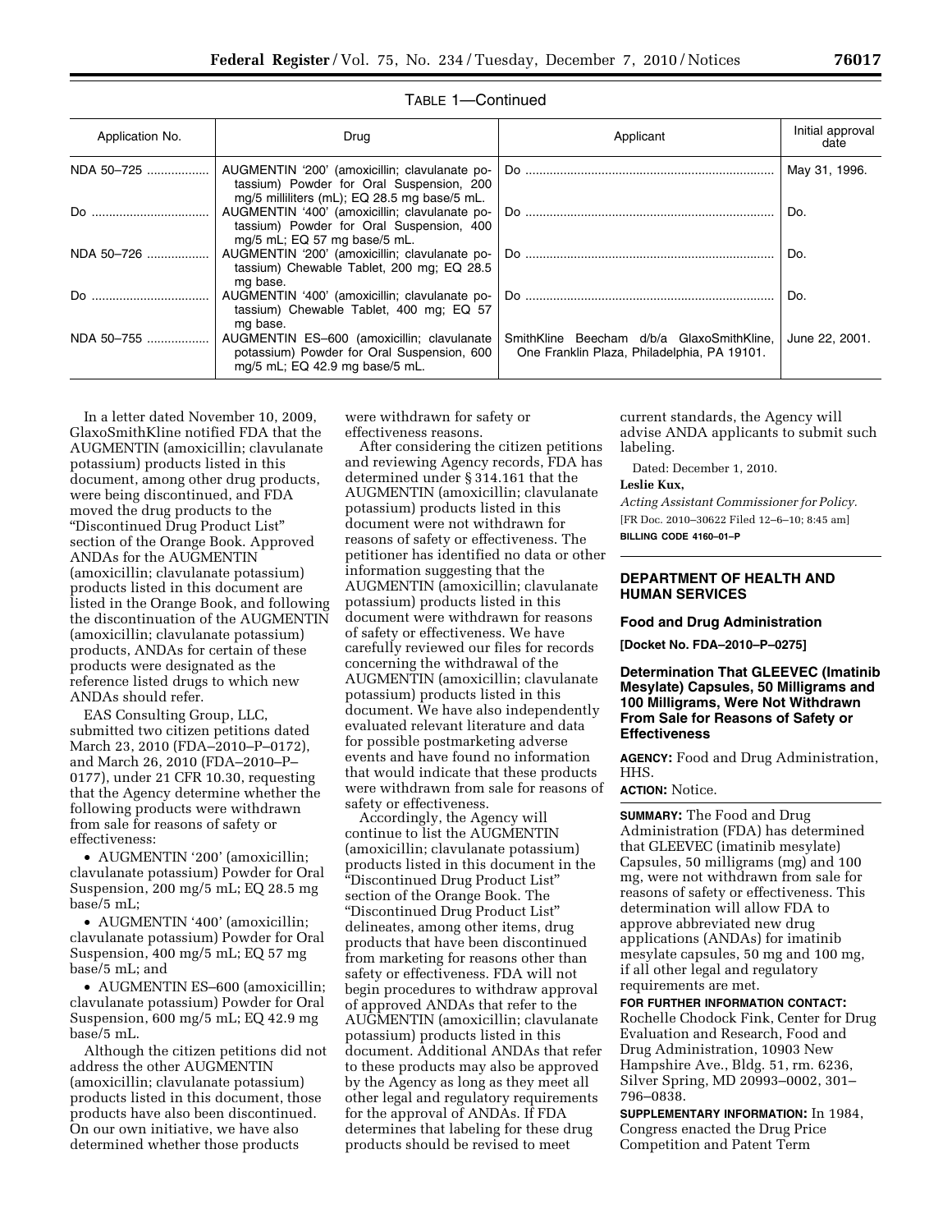TABLE 1—Continued

| Application No. | Drug | Applicant | Initial approval date |
|---|---|---|---|
| NDA 50–725 | AUGMENTIN '200' (amoxicillin; clavulanate potassium) Powder for Oral Suspension, 200 mg/5 milliliters (mL); EQ 28.5 mg base/5 mL. | Do | May 31, 1996. |
| Do | AUGMENTIN '400' (amoxicillin; clavulanate potassium) Powder for Oral Suspension, 400 mg/5 mL; EQ 57 mg base/5 mL. | Do | Do. |
| NDA 50–726 | AUGMENTIN '200' (amoxicillin; clavulanate potassium) Chewable Tablet, 200 mg; EQ 28.5 mg base. | Do | Do. |
| Do | AUGMENTIN '400' (amoxicillin; clavulanate potassium) Chewable Tablet, 400 mg; EQ 57 mg base. | Do | Do. |
| NDA 50–755 | AUGMENTIN ES–600 (amoxicillin; clavulanate potassium) Powder for Oral Suspension, 600 mg/5 mL; EQ 42.9 mg base/5 mL. | SmithKline Beecham d/b/a GlaxoSmithKline, One Franklin Plaza, Philadelphia, PA 19101. | June 22, 2001. |

In a letter dated November 10, 2009, GlaxoSmithKline notified FDA that the AUGMENTIN (amoxicillin; clavulanate potassium) products listed in this document, among other drug products, were being discontinued, and FDA moved the drug products to the "Discontinued Drug Product List" section of the Orange Book. Approved ANDAs for the AUGMENTIN (amoxicillin; clavulanate potassium) products listed in this document are listed in the Orange Book, and following the discontinuation of the AUGMENTIN (amoxicillin; clavulanate potassium) products, ANDAs for certain of these products were designated as the reference listed drugs to which new ANDAs should refer.

EAS Consulting Group, LLC, submitted two citizen petitions dated March 23, 2010 (FDA–2010–P–0172), and March 26, 2010 (FDA–2010–P–0177), under 21 CFR 10.30, requesting that the Agency determine whether the following products were withdrawn from sale for reasons of safety or effectiveness:

- AUGMENTIN '200' (amoxicillin; clavulanate potassium) Powder for Oral Suspension, 200 mg/5 mL; EQ 28.5 mg base/5 mL;
- AUGMENTIN '400' (amoxicillin; clavulanate potassium) Powder for Oral Suspension, 400 mg/5 mL; EQ 57 mg base/5 mL; and
- AUGMENTIN ES–600 (amoxicillin; clavulanate potassium) Powder for Oral Suspension, 600 mg/5 mL; EQ 42.9 mg base/5 mL.

Although the citizen petitions did not address the other AUGMENTIN (amoxicillin; clavulanate potassium) products listed in this document, those products have also been discontinued. On our own initiative, we have also determined whether those products were withdrawn for safety or effectiveness reasons.

After considering the citizen petitions and reviewing Agency records, FDA has determined under § 314.161 that the AUGMENTIN (amoxicillin; clavulanate potassium) products listed in this document were not withdrawn for reasons of safety or effectiveness. The petitioner has identified no data or other information suggesting that the AUGMENTIN (amoxicillin; clavulanate potassium) products listed in this document were withdrawn for reasons of safety or effectiveness. We have carefully reviewed our files for records concerning the withdrawal of the AUGMENTIN (amoxicillin; clavulanate potassium) products listed in this document. We have also independently evaluated relevant literature and data for possible postmarketing adverse events and have found no information that would indicate that these products were withdrawn from sale for reasons of safety or effectiveness.

Accordingly, the Agency will continue to list the AUGMENTIN (amoxicillin; clavulanate potassium) products listed in this document in the "Discontinued Drug Product List" section of the Orange Book. The "Discontinued Drug Product List" delineates, among other items, drug products that have been discontinued from marketing for reasons other than safety or effectiveness. FDA will not begin procedures to withdraw approval of approved ANDAs that refer to the AUGMENTIN (amoxicillin; clavulanate potassium) products listed in this document. Additional ANDAs that refer to these products may also be approved by the Agency as long as they meet all other legal and regulatory requirements for the approval of ANDAs. If FDA determines that labeling for these drug products should be revised to meet current standards, the Agency will advise ANDA applicants to submit such labeling.

Dated: December 1, 2010.

**Leslie Kux,**

*Acting Assistant Commissioner for Policy.*

[FR Doc. 2010–30622 Filed 12–6–10; 8:45 am]

**BILLING CODE 4160–01–P**

---

## DEPARTMENT OF HEALTH AND HUMAN SERVICES

### Food and Drug Administration

**[Docket No. FDA–2010–P–0275]**

### Determination That GLEEVEC (Imatinib Mesylate) Capsules, 50 Milligrams and 100 Milligrams, Were Not Withdrawn From Sale for Reasons of Safety or Effectiveness

**AGENCY:** Food and Drug Administration, HHS.

**ACTION:** Notice.

**SUMMARY:** The Food and Drug Administration (FDA) has determined that GLEEVEC (imatinib mesylate) Capsules, 50 milligrams (mg) and 100 mg, were not withdrawn from sale for reasons of safety or effectiveness. This determination will allow FDA to approve abbreviated new drug applications (ANDAs) for imatinib mesylate capsules, 50 mg and 100 mg, if all other legal and regulatory requirements are met.

**FOR FURTHER INFORMATION CONTACT:** Rochelle Chodock Fink, Center for Drug Evaluation and Research, Food and Drug Administration, 10903 New Hampshire Ave., Bldg. 51, rm. 6236, Silver Spring, MD 20993–0002, 301–796–0838.

**SUPPLEMENTARY INFORMATION:** In 1984, Congress enacted the Drug Price Competition and Patent Term